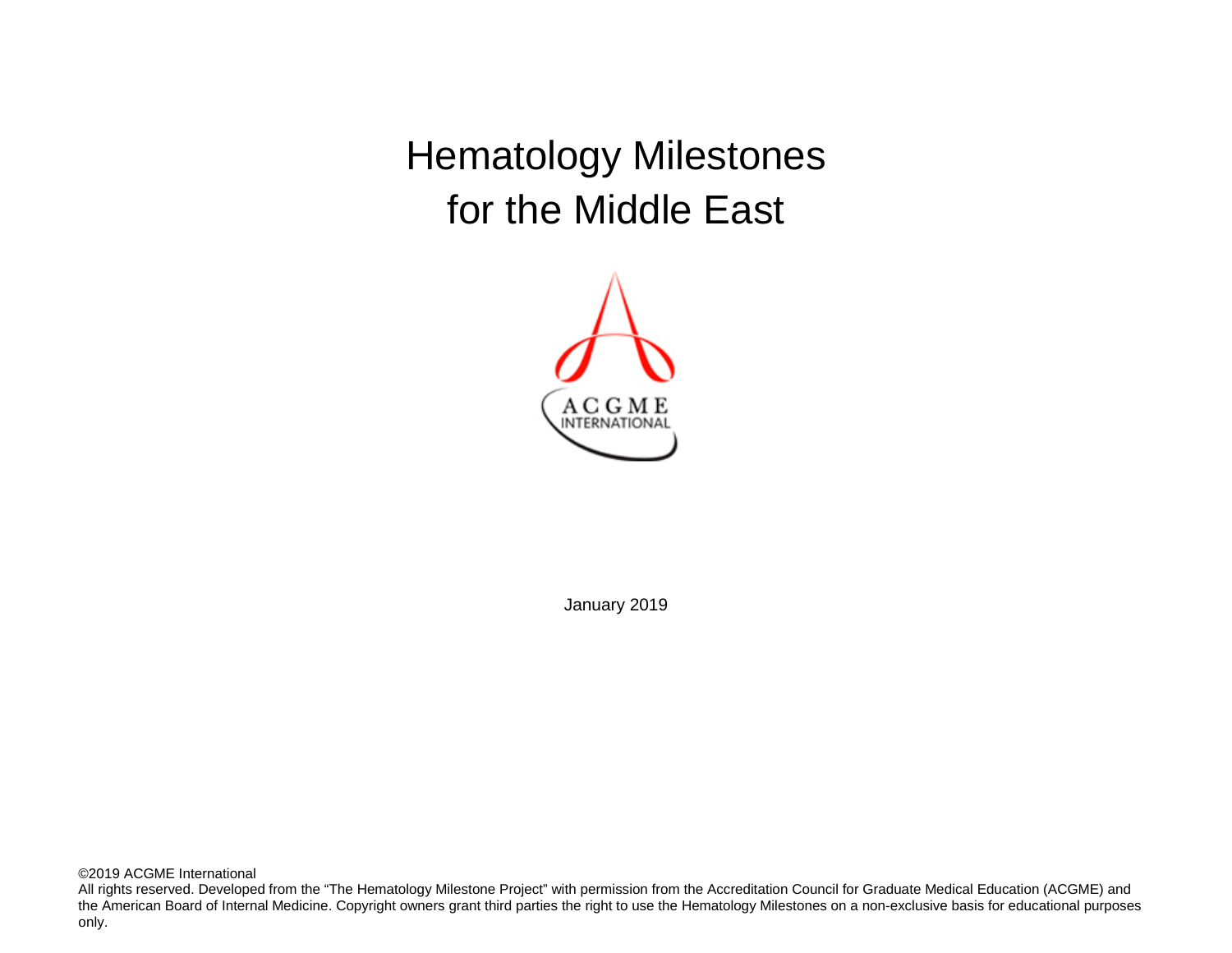# Hematology Milestones for the Middle East

January 2019

©2019 ACGME International

All rights reserved. Developed from the "The Hematology Milestone Project" with permission from the Accreditation Council for Graduate Medical Education (ACGME) and the American Board of Internal Medicine. Copyright owners grant third parties the right to use the Hematology Milestones on a non-exclusive basis for educational purposes only.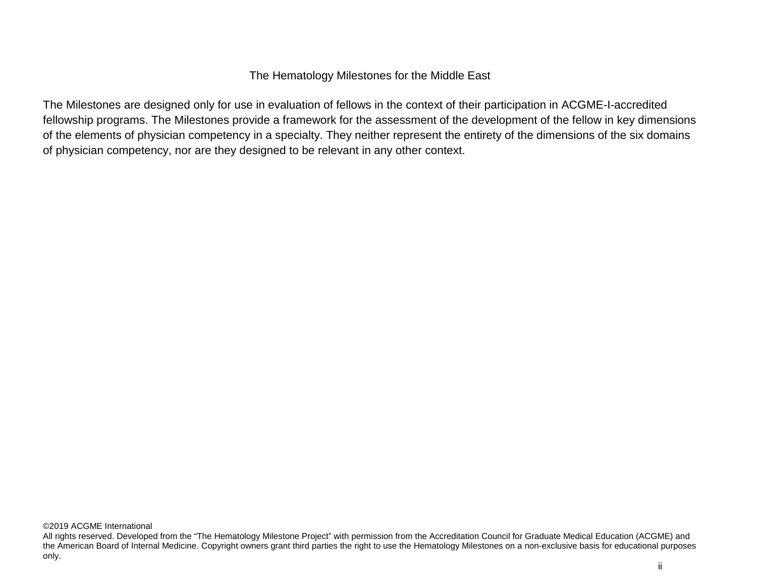The Hematology Milestones for the Middle East

The Milestones are designed only for use in evaluation of fellows in the context of their participation in ACGME-I-accredited fellowship programs. The Milestones provide a framework for the assessment of the development of the fellow in key dimensions of the elements of physician competency in a specialty. They neither represent the entirety of the dimensions of the six domains of physician competency, nor are they designed to be relevant in any other context.

©2019 ACGME International
All rights reserved. Developed from the "The Hematology Milestone Project" with permission from the Accreditation Council for Graduate Medical Education (ACGME) and the American Board of Internal Medicine. Copyright owners grant third parties the right to use the Hematology Milestones on a non-exclusive basis for educational purposes only.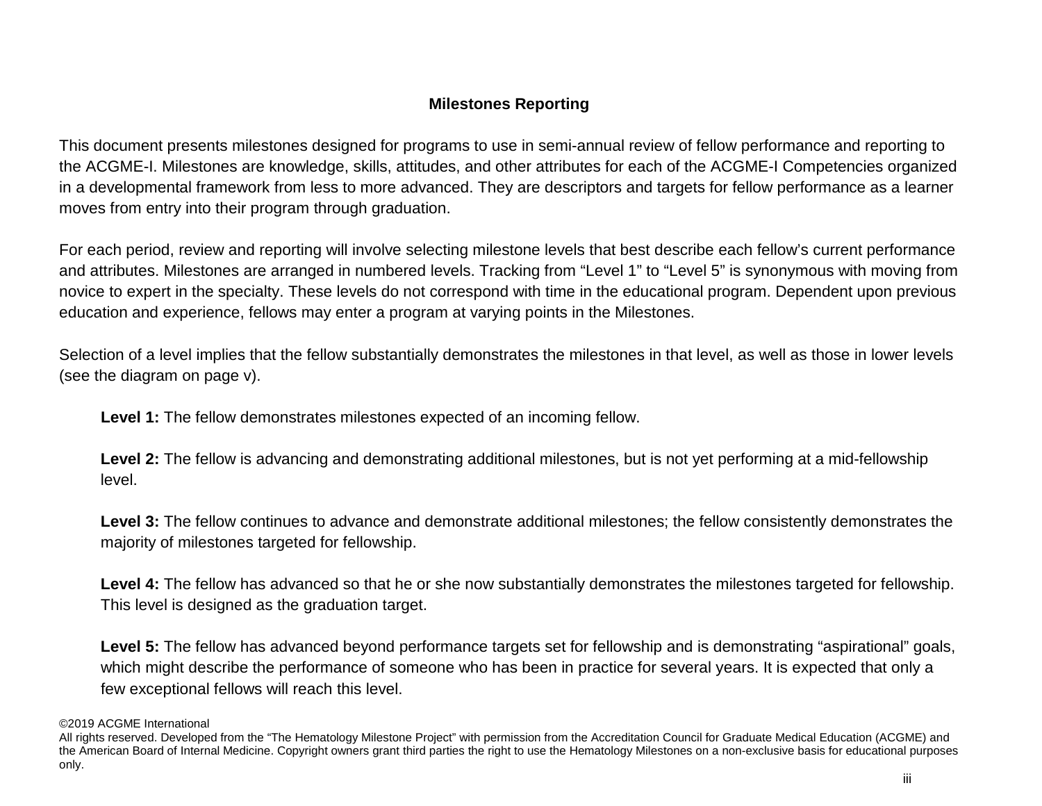## Milestones Reporting

This document presents milestones designed for programs to use in semi-annual review of fellow performance and reporting to the ACGME-I. Milestones are knowledge, skills, attitudes, and other attributes for each of the ACGME-I Competencies organized in a developmental framework from less to more advanced. They are descriptors and targets for fellow performance as a learner moves from entry into their program through graduation.

For each period, review and reporting will involve selecting milestone levels that best describe each fellow's current performance and attributes. Milestones are arranged in numbered levels. Tracking from "Level 1" to "Level 5" is synonymous with moving from novice to expert in the specialty. These levels do not correspond with time in the educational program. Dependent upon previous education and experience, fellows may enter a program at varying points in the Milestones.

Selection of a level implies that the fellow substantially demonstrates the milestones in that level, as well as those in lower levels (see the diagram on page v).

**Level 1:** The fellow demonstrates milestones expected of an incoming fellow.

**Level 2:** The fellow is advancing and demonstrating additional milestones, but is not yet performing at a mid-fellowship level.

**Level 3:** The fellow continues to advance and demonstrate additional milestones; the fellow consistently demonstrates the majority of milestones targeted for fellowship.

**Level 4:** The fellow has advanced so that he or she now substantially demonstrates the milestones targeted for fellowship. This level is designed as the graduation target.

**Level 5:** The fellow has advanced beyond performance targets set for fellowship and is demonstrating "aspirational" goals, which might describe the performance of someone who has been in practice for several years. It is expected that only a few exceptional fellows will reach this level.

©2019 ACGME International
All rights reserved. Developed from the "The Hematology Milestone Project" with permission from the Accreditation Council for Graduate Medical Education (ACGME) and the American Board of Internal Medicine. Copyright owners grant third parties the right to use the Hematology Milestones on a non-exclusive basis for educational purposes only.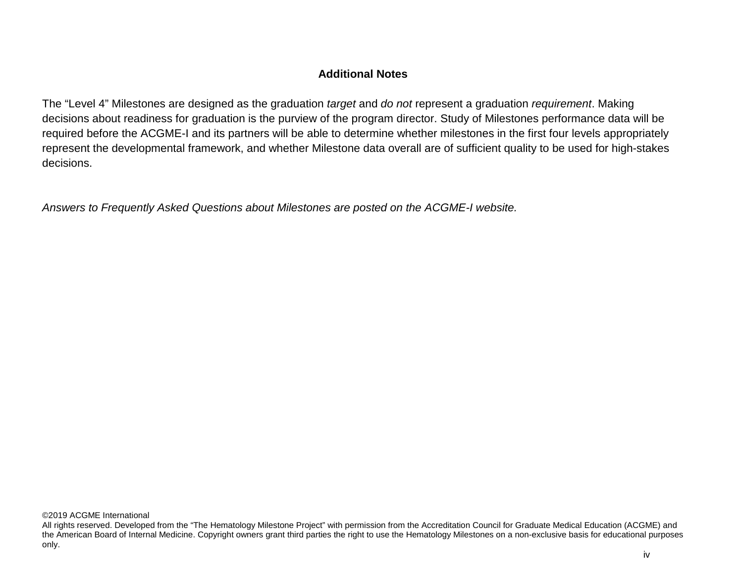## Additional Notes

The “Level 4” Milestones are designed as the graduation *target* and *do not* represent a graduation *requirement*. Making decisions about readiness for graduation is the purview of the program director. Study of Milestones performance data will be required before the ACGME-I and its partners will be able to determine whether milestones in the first four levels appropriately represent the developmental framework, and whether Milestone data overall are of sufficient quality to be used for high-stakes decisions.

*Answers to Frequently Asked Questions about Milestones are posted on the ACGME-I website.*

©2019 ACGME International
All rights reserved. Developed from the “The Hematology Milestone Project” with permission from the Accreditation Council for Graduate Medical Education (ACGME) and the American Board of Internal Medicine. Copyright owners grant third parties the right to use the Hematology Milestones on a non-exclusive basis for educational purposes only.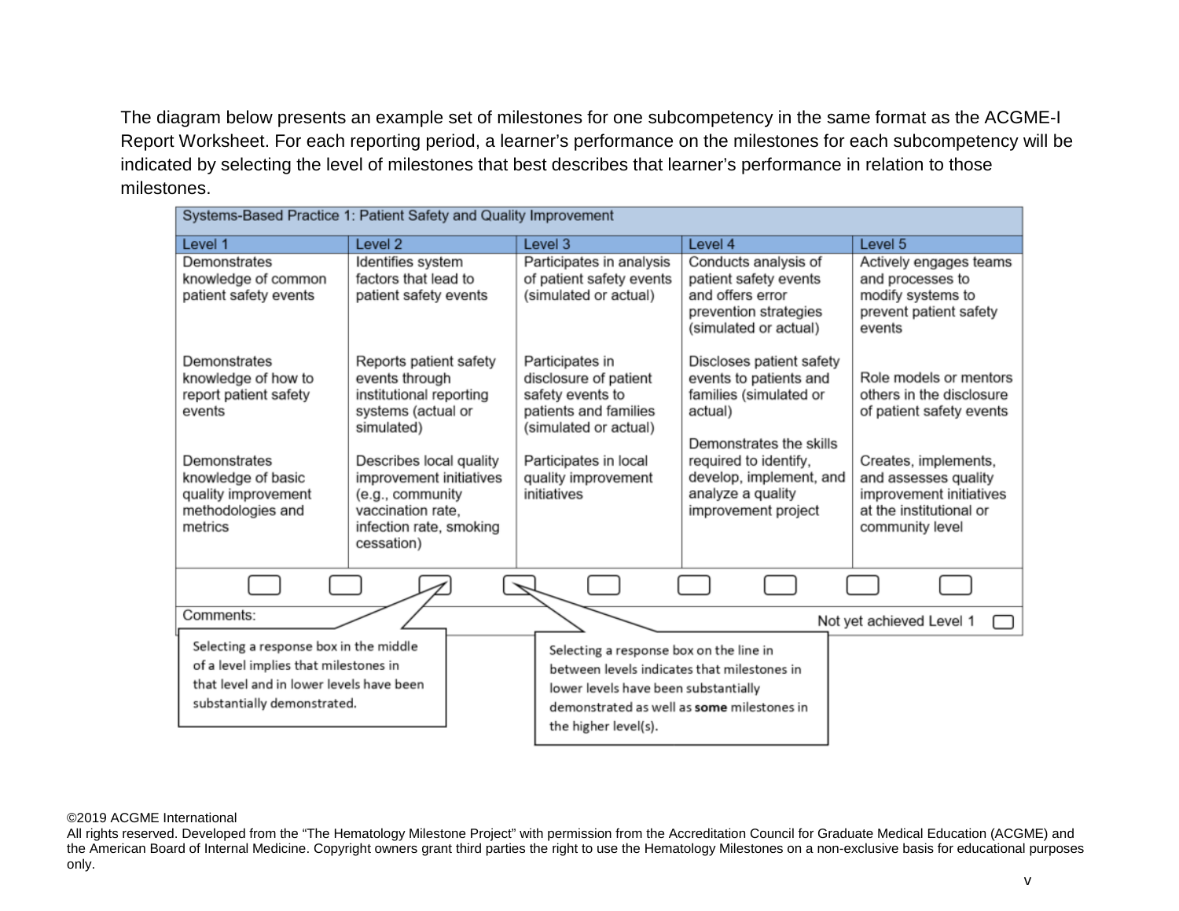The diagram below presents an example set of milestones for one subcompetency in the same format as the ACGME-I Report Worksheet. For each reporting period, a learner's performance on the milestones for each subcompetency will be indicated by selecting the level of milestones that best describes that learner's performance in relation to those milestones.

| Systems-Based Practice 1: Patient Safety and Quality Improvement | | | | |
|---|---|---|---|---|
| Level 1 | Level 2 | Level 3 | Level 4 | Level 5 |
| Demonstrates knowledge of common patient safety events | Identifies system factors that lead to patient safety events | Participates in analysis of patient safety events (simulated or actual) | Conducts analysis of patient safety events and offers error prevention strategies (simulated or actual) | Actively engages teams and processes to modify systems to prevent patient safety events |
| Demonstrates knowledge of how to report patient safety events | Reports patient safety events through institutional reporting systems (actual or simulated) | Participates in disclosure of patient safety events to patients and families (simulated or actual) | Discloses patient safety events to patients and families (simulated or actual) | Role models or mentors others in the disclosure of patient safety events |
| Demonstrates knowledge of basic quality improvement methodologies and metrics | Describes local quality improvement initiatives (e.g., community vaccination rate, infection rate, smoking cessation) | Participates in local quality improvement initiatives | Demonstrates the skills required to identify, develop, implement, and analyze a quality improvement project | Creates, implements, and assesses quality improvement initiatives at the institutional or community level |

Comments: Not yet achieved Level 1

Selecting a response box in the middle of a level implies that milestones in that level and in lower levels have been substantially demonstrated.

Selecting a response box on the line in between levels indicates that milestones in lower levels have been substantially demonstrated as well as **some** milestones in the higher level(s).

©2019 ACGME International

All rights reserved. Developed from the "The Hematology Milestone Project" with permission from the Accreditation Council for Graduate Medical Education (ACGME) and the American Board of Internal Medicine. Copyright owners grant third parties the right to use the Hematology Milestones on a non-exclusive basis for educational purposes only.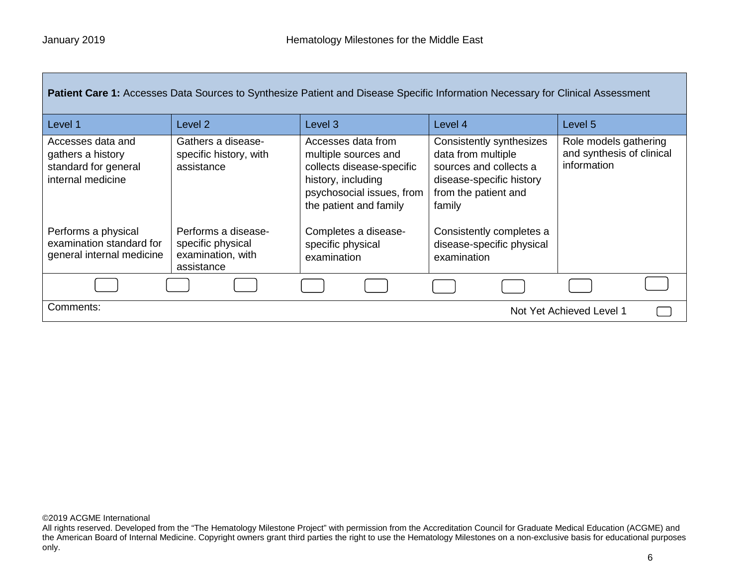| **Patient Care 1:** Accesses Data Sources to Synthesize Patient and Disease Specific Information Necessary for Clinical Assessment | | | | |
|---|---|---|---|---|
| Level 1 | Level 2 | Level 3 | Level 4 | Level 5 |
| Accesses data and gathers a history standard for general internal medicine<br><br>Performs a physical examination standard for general internal medicine | Gathers a disease-specific history, with assistance<br><br>Performs a disease-specific physical examination, with assistance | Accesses data from multiple sources and collects disease-specific history, including psychosocial issues, from the patient and family<br><br>Completes a disease-specific physical examination | Consistently synthesizes data from multiple sources and collects a disease-specific history from the patient and family<br><br>Consistently completes a disease-specific physical examination | Role models gathering and synthesis of clinical information |

Comments:

Not Yet Achieved Level 1

©2019 ACGME International
All rights reserved. Developed from the "The Hematology Milestone Project" with permission from the Accreditation Council for Graduate Medical Education (ACGME) and the American Board of Internal Medicine. Copyright owners grant third parties the right to use the Hematology Milestones on a non-exclusive basis for educational purposes only.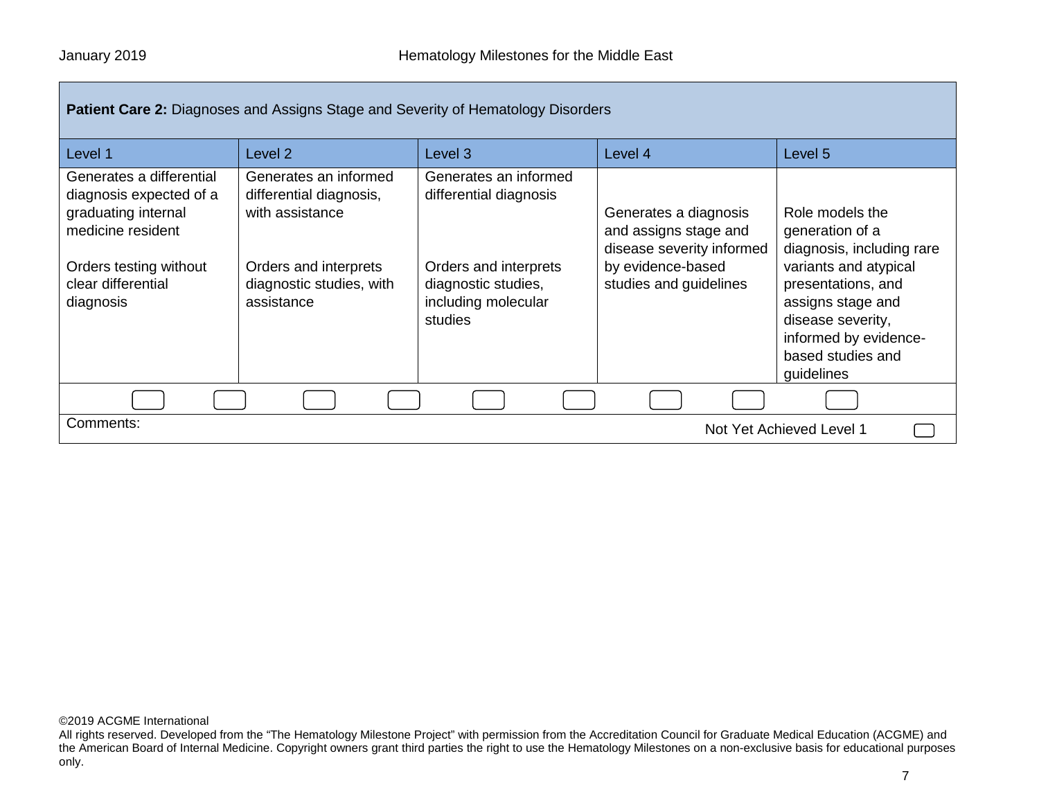| **Patient Care 2:** Diagnoses and Assigns Stage and Severity of Hematology Disorders | | | | |
|---|---|---|---|---|
| Level 1 | Level 2 | Level 3 | Level 4 | Level 5 |
| Generates a differential diagnosis expected of a graduating internal medicine resident<br><br>Orders testing without clear differential diagnosis | Generates an informed differential diagnosis, with assistance<br><br>Orders and interprets diagnostic studies, with assistance | Generates an informed differential diagnosis<br><br>Orders and interprets diagnostic studies, including molecular studies | Generates a diagnosis and assigns stage and disease severity informed by evidence-based studies and guidelines | Role models the generation of a diagnosis, including rare variants and atypical presentations, and assigns stage and disease severity, informed by evidence-based studies and guidelines |

Comments:

Not Yet Achieved Level 1

©2019 ACGME International
All rights reserved. Developed from the "The Hematology Milestone Project" with permission from the Accreditation Council for Graduate Medical Education (ACGME) and the American Board of Internal Medicine. Copyright owners grant third parties the right to use the Hematology Milestones on a non-exclusive basis for educational purposes only.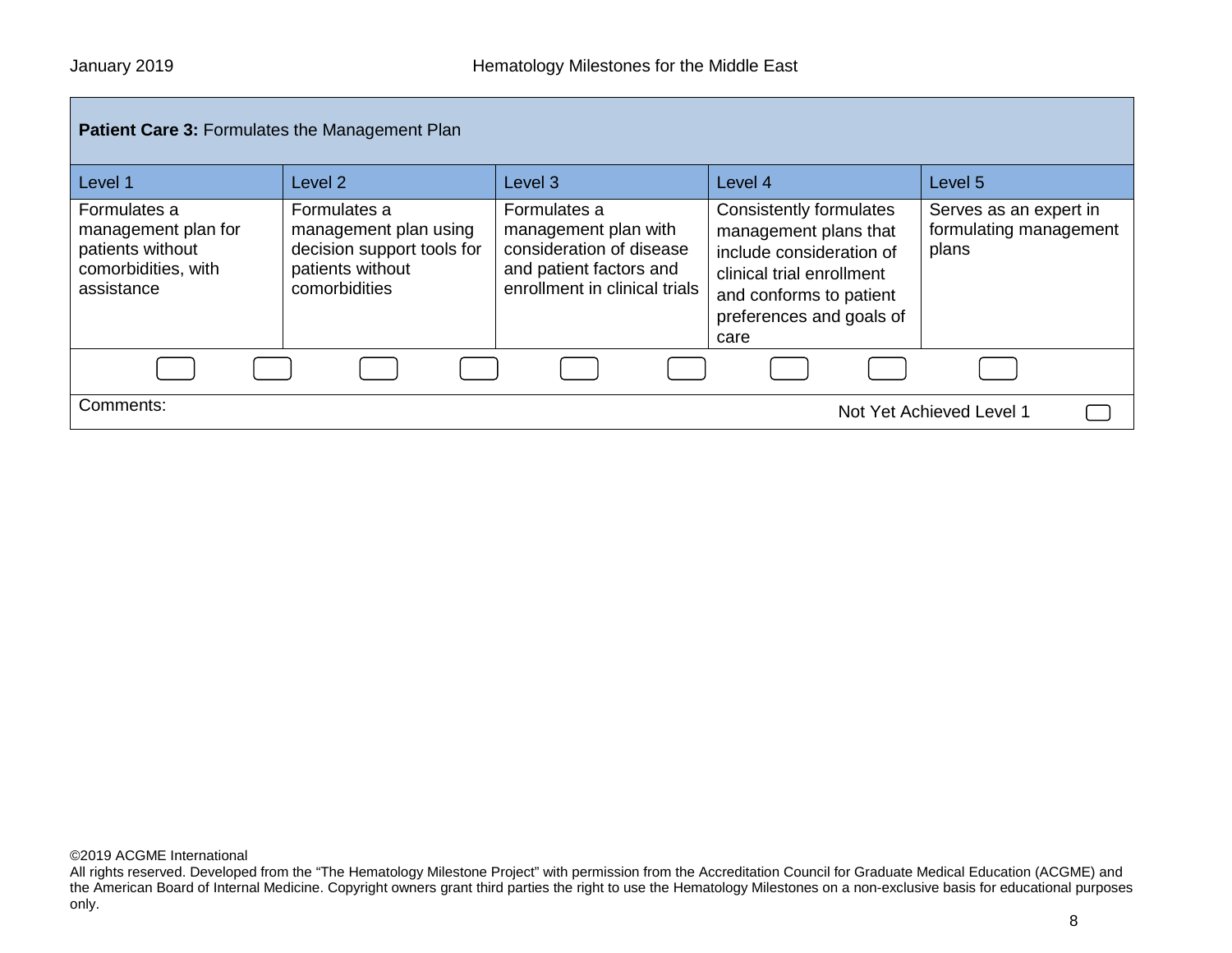| **Patient Care 3:** Formulates the Management Plan | | | | |
|---|---|---|---|---|
| Level 1 | Level 2 | Level 3 | Level 4 | Level 5 |
| Formulates a management plan for patients without comorbidities, with assistance | Formulates a management plan using decision support tools for patients without comorbidities | Formulates a management plan with consideration of disease and patient factors and enrollment in clinical trials | Consistently formulates management plans that include consideration of clinical trial enrollment and conforms to patient preferences and goals of care | Serves as an expert in formulating management plans |

Comments:

Not Yet Achieved Level 1

©2019 ACGME International
All rights reserved. Developed from the "The Hematology Milestone Project" with permission from the Accreditation Council for Graduate Medical Education (ACGME) and the American Board of Internal Medicine. Copyright owners grant third parties the right to use the Hematology Milestones on a non-exclusive basis for educational purposes only.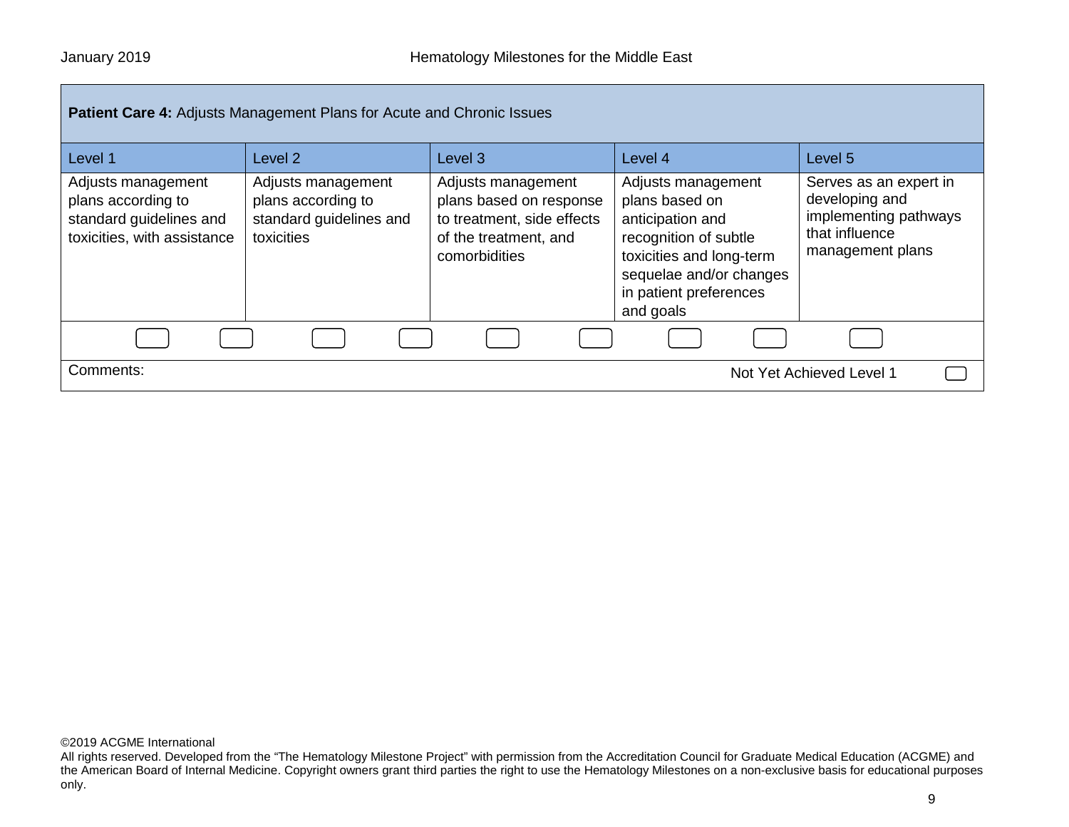**Patient Care 4:** Adjusts Management Plans for Acute and Chronic Issues

| Level 1 | Level 2 | Level 3 | Level 4 | Level 5 |
|---|---|---|---|---|
| Adjusts management plans according to standard guidelines and toxicities, with assistance | Adjusts management plans according to standard guidelines and toxicities | Adjusts management plans based on response to treatment, side effects of the treatment, and comorbidities | Adjusts management plans based on anticipation and recognition of subtle toxicities and long-term sequelae and/or changes in patient preferences and goals | Serves as an expert in developing and implementing pathways that influence management plans |

Comments:

Not Yet Achieved Level 1

©2019 ACGME International
All rights reserved. Developed from the "The Hematology Milestone Project" with permission from the Accreditation Council for Graduate Medical Education (ACGME) and the American Board of Internal Medicine. Copyright owners grant third parties the right to use the Hematology Milestones on a non-exclusive basis for educational purposes only.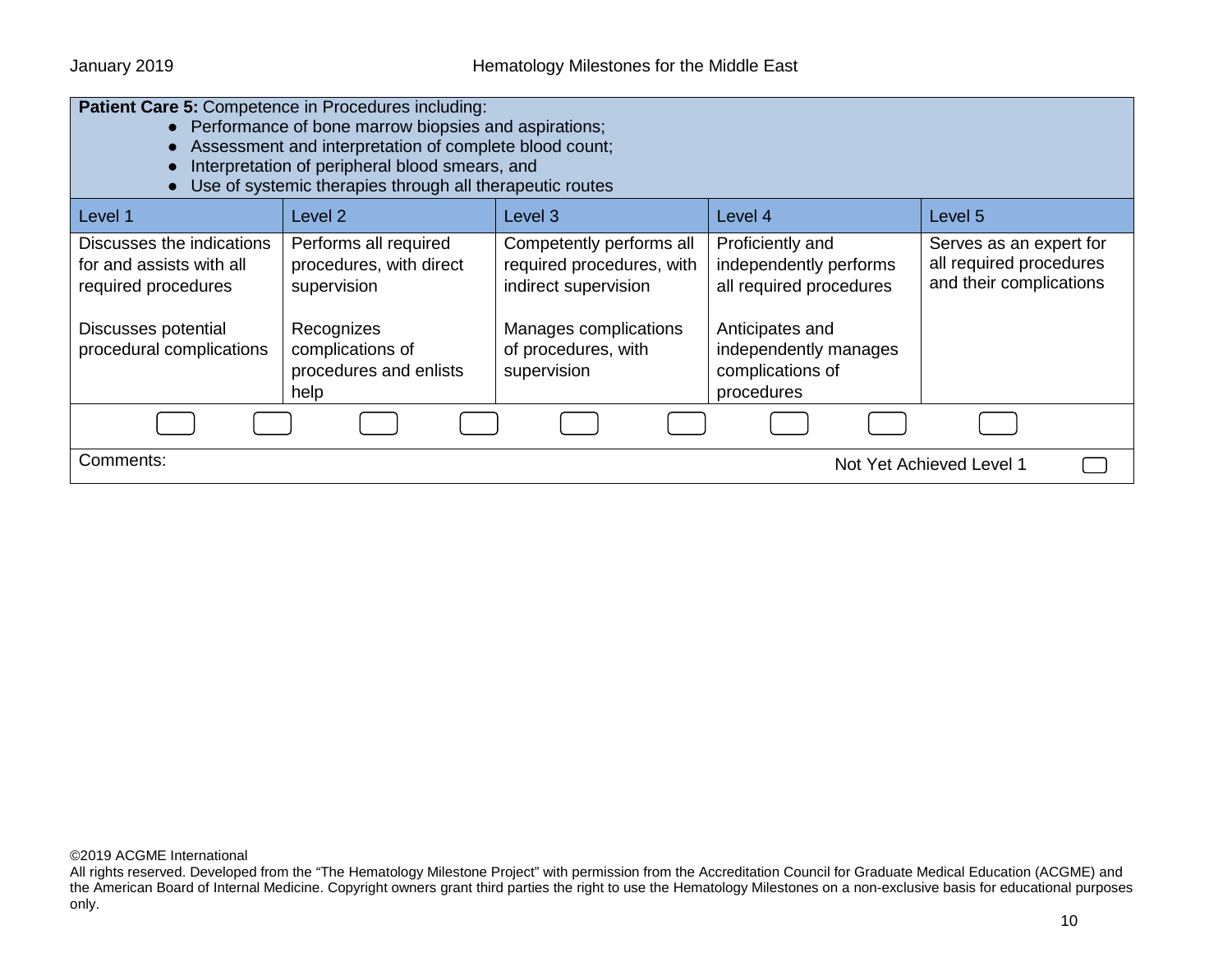**Patient Care 5:** Competence in Procedures including:

- Performance of bone marrow biopsies and aspirations;
- Assessment and interpretation of complete blood count;
- Interpretation of peripheral blood smears, and
- Use of systemic therapies through all therapeutic routes

| Level 1 | Level 2 | Level 3 | Level 4 | Level 5 |
|---|---|---|---|---|
| Discusses the indications for and assists with all required procedures<br><br>Discusses potential procedural complications | Performs all required procedures, with direct supervision<br><br>Recognizes complications of procedures and enlists help | Competently performs all required procedures, with indirect supervision<br><br>Manages complications of procedures, with supervision | Proficiently and independently performs all required procedures<br><br>Anticipates and independently manages complications of procedures | Serves as an expert for all required procedures and their complications |

Comments:

Not Yet Achieved Level 1

©2019 ACGME International
All rights reserved. Developed from the "The Hematology Milestone Project" with permission from the Accreditation Council for Graduate Medical Education (ACGME) and the American Board of Internal Medicine. Copyright owners grant third parties the right to use the Hematology Milestones on a non-exclusive basis for educational purposes only.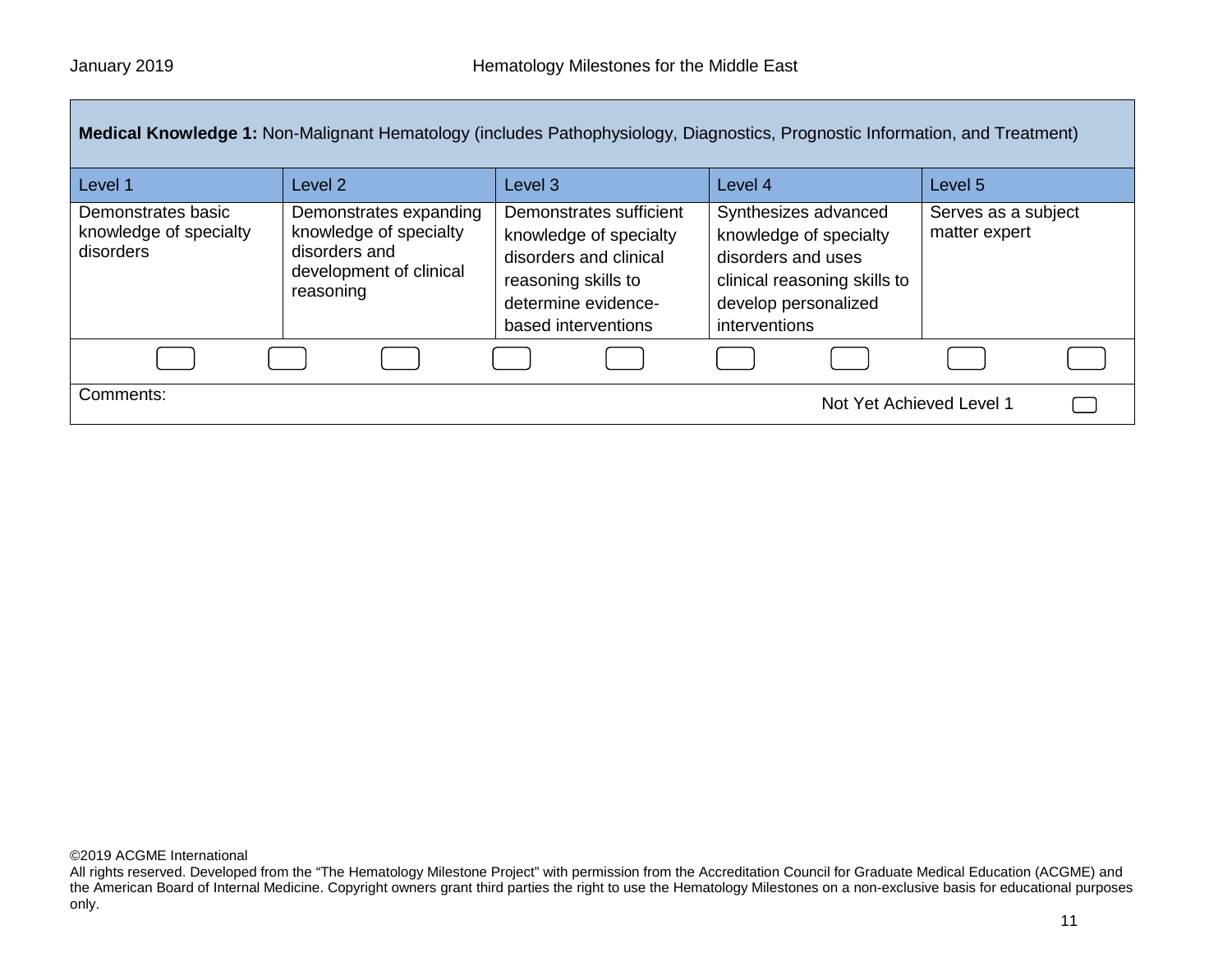**Medical Knowledge 1:** Non-Malignant Hematology (includes Pathophysiology, Diagnostics, Prognostic Information, and Treatment)

| Level 1 | Level 2 | Level 3 | Level 4 | Level 5 |
|---|---|---|---|---|
| Demonstrates basic knowledge of specialty disorders | Demonstrates expanding knowledge of specialty disorders and development of clinical reasoning | Demonstrates sufficient knowledge of specialty disorders and clinical reasoning skills to determine evidence-based interventions | Synthesizes advanced knowledge of specialty disorders and uses clinical reasoning skills to develop personalized interventions | Serves as a subject matter expert |

Comments:

Not Yet Achieved Level 1

©2019 ACGME International
All rights reserved. Developed from the "The Hematology Milestone Project" with permission from the Accreditation Council for Graduate Medical Education (ACGME) and the American Board of Internal Medicine. Copyright owners grant third parties the right to use the Hematology Milestones on a non-exclusive basis for educational purposes only.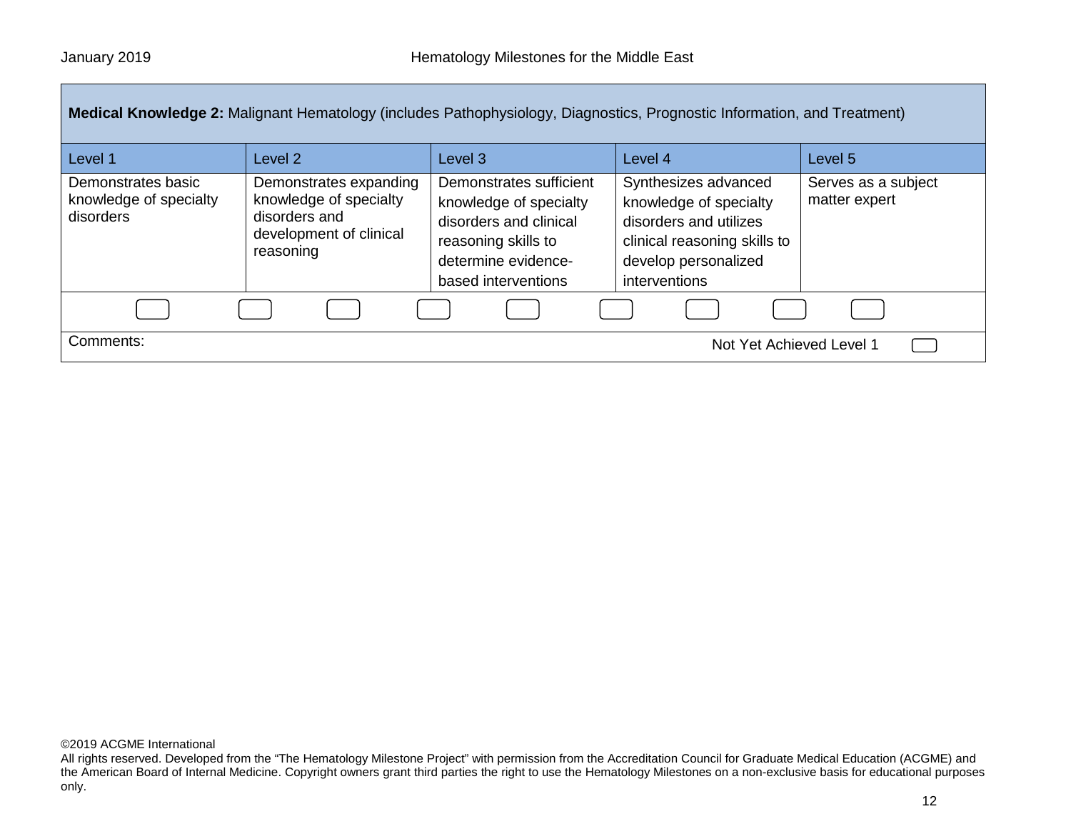| **Medical Knowledge 2:** Malignant Hematology (includes Pathophysiology, Diagnostics, Prognostic Information, and Treatment) | | | | |
|---|---|---|---|---|
| Level 1 | Level 2 | Level 3 | Level 4 | Level 5 |
| Demonstrates basic knowledge of specialty disorders | Demonstrates expanding knowledge of specialty disorders and development of clinical reasoning | Demonstrates sufficient knowledge of specialty disorders and clinical reasoning skills to determine evidence-based interventions | Synthesizes advanced knowledge of specialty disorders and utilizes clinical reasoning skills to develop personalized interventions | Serves as a subject matter expert |

Comments:

Not Yet Achieved Level 1

©2019 ACGME International
All rights reserved. Developed from the "The Hematology Milestone Project" with permission from the Accreditation Council for Graduate Medical Education (ACGME) and the American Board of Internal Medicine. Copyright owners grant third parties the right to use the Hematology Milestones on a non-exclusive basis for educational purposes only.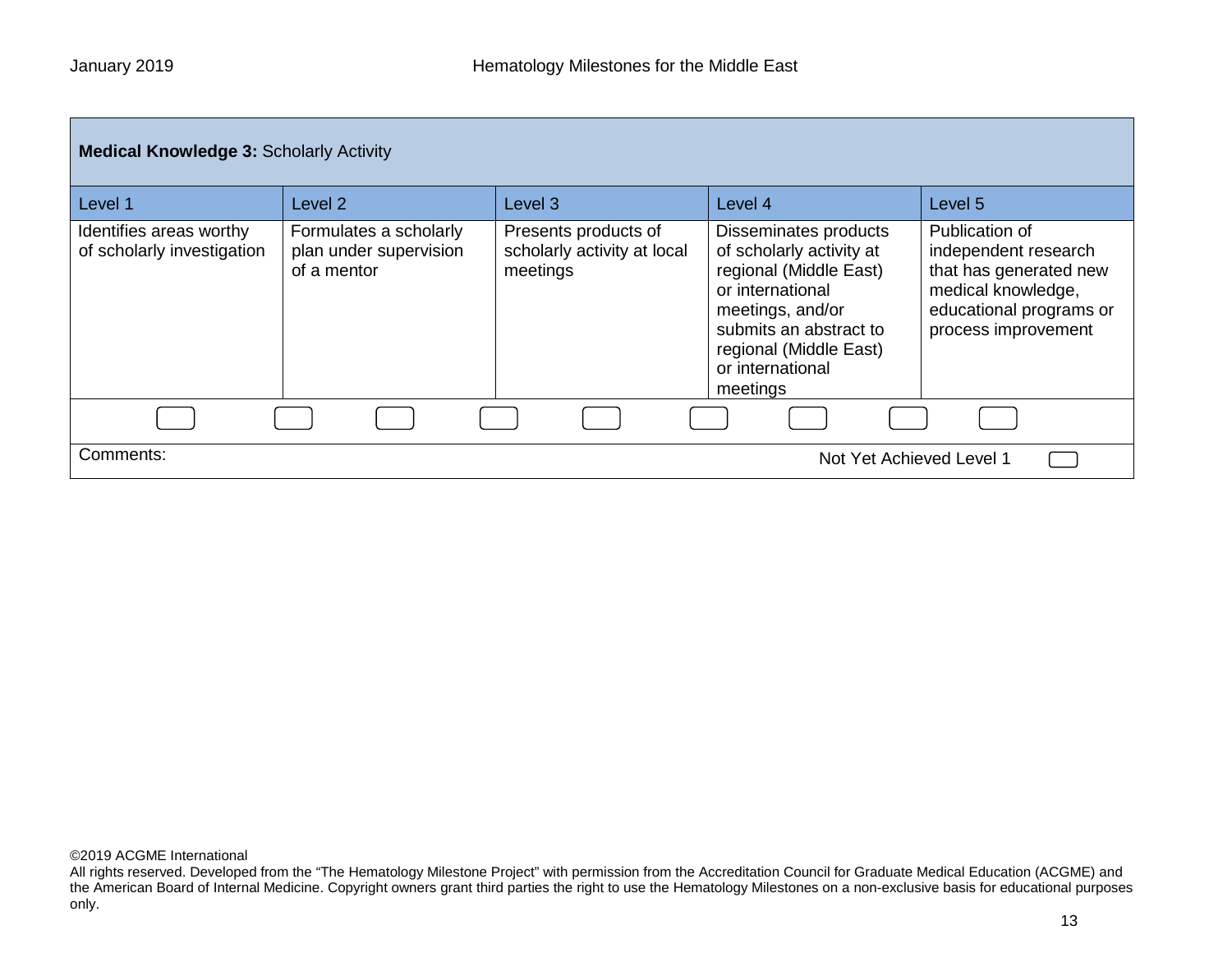**Medical Knowledge 3:** Scholarly Activity

| Level 1 | Level 2 | Level 3 | Level 4 | Level 5 |
|---|---|---|---|---|
| Identifies areas worthy of scholarly investigation | Formulates a scholarly plan under supervision of a mentor | Presents products of scholarly activity at local meetings | Disseminates products of scholarly activity at regional (Middle East) or international meetings, and/or submits an abstract to regional (Middle East) or international meetings | Publication of independent research that has generated new medical knowledge, educational programs or process improvement |

Comments:

Not Yet Achieved Level 1

©2019 ACGME International

All rights reserved. Developed from the "The Hematology Milestone Project" with permission from the Accreditation Council for Graduate Medical Education (ACGME) and the American Board of Internal Medicine. Copyright owners grant third parties the right to use the Hematology Milestones on a non-exclusive basis for educational purposes only.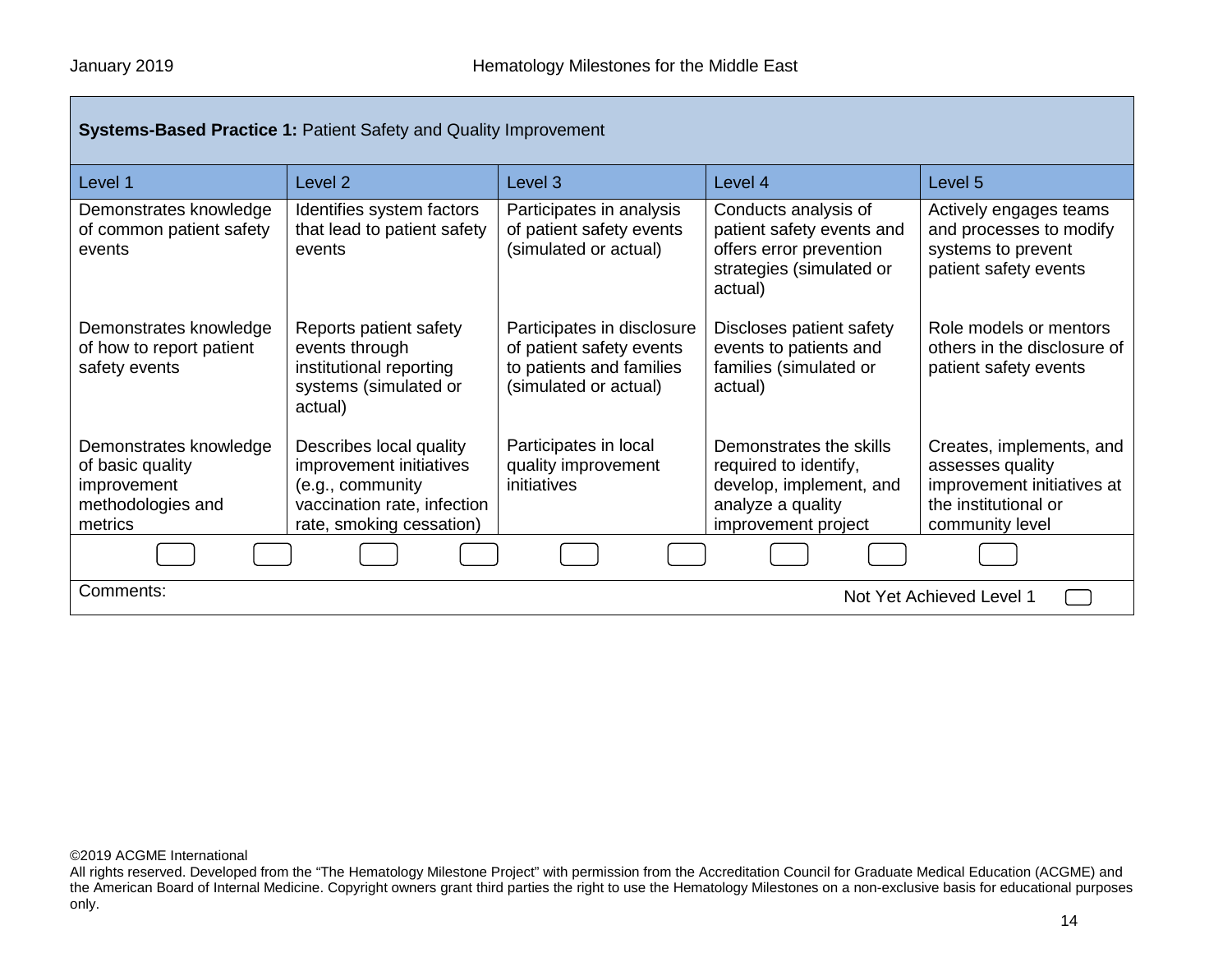**Systems-Based Practice 1:** Patient Safety and Quality Improvement

| Level 1 | Level 2 | Level 3 | Level 4 | Level 5 |
|---|---|---|---|---|
| Demonstrates knowledge of common patient safety events | Identifies system factors that lead to patient safety events | Participates in analysis of patient safety events (simulated or actual) | Conducts analysis of patient safety events and offers error prevention strategies (simulated or actual) | Actively engages teams and processes to modify systems to prevent patient safety events |
| Demonstrates knowledge of how to report patient safety events | Reports patient safety events through institutional reporting systems (simulated or actual) | Participates in disclosure of patient safety events to patients and families (simulated or actual) | Discloses patient safety events to patients and families (simulated or actual) | Role models or mentors others in the disclosure of patient safety events |
| Demonstrates knowledge of basic quality improvement methodologies and metrics | Describes local quality improvement initiatives (e.g., community vaccination rate, infection rate, smoking cessation) | Participates in local quality improvement initiatives | Demonstrates the skills required to identify, develop, implement, and analyze a quality improvement project | Creates, implements, and assesses quality improvement initiatives at the institutional or community level |

Comments:

Not Yet Achieved Level 1

©2019 ACGME International
All rights reserved. Developed from the "The Hematology Milestone Project" with permission from the Accreditation Council for Graduate Medical Education (ACGME) and the American Board of Internal Medicine. Copyright owners grant third parties the right to use the Hematology Milestones on a non-exclusive basis for educational purposes only.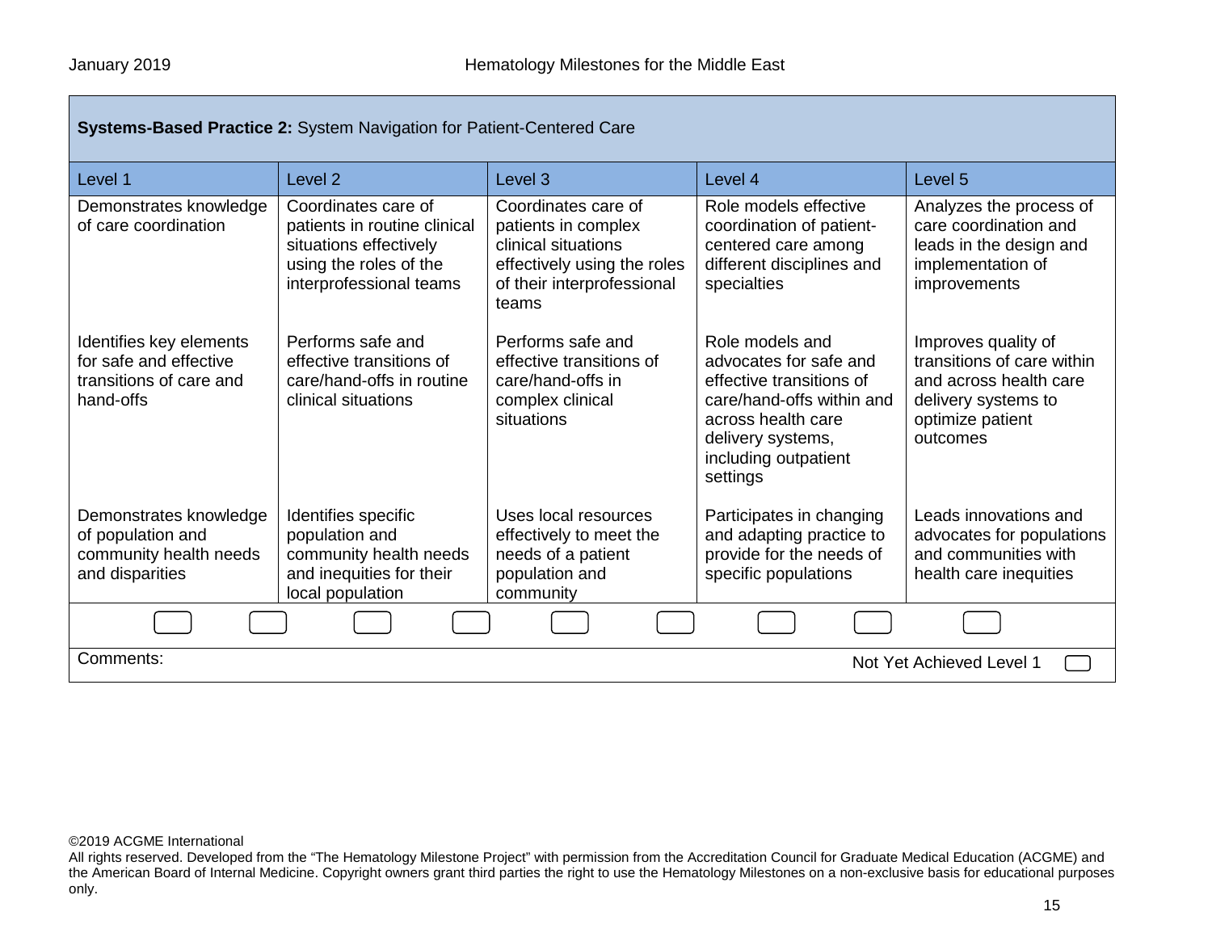| **Systems-Based Practice 2:** System Navigation for Patient-Centered Care | | | | |
|---|---|---|---|---|
| Level 1 | Level 2 | Level 3 | Level 4 | Level 5 |
| Demonstrates knowledge of care coordination | Coordinates care of patients in routine clinical situations effectively using the roles of the interprofessional teams | Coordinates care of patients in complex clinical situations effectively using the roles of their interprofessional teams | Role models effective coordination of patient-centered care among different disciplines and specialties | Analyzes the process of care coordination and leads in the design and implementation of improvements |
| Identifies key elements for safe and effective transitions of care and hand-offs | Performs safe and effective transitions of care/hand-offs in routine clinical situations | Performs safe and effective transitions of care/hand-offs in complex clinical situations | Role models and advocates for safe and effective transitions of care/hand-offs within and across health care delivery systems, including outpatient settings | Improves quality of transitions of care within and across health care delivery systems to optimize patient outcomes |
| Demonstrates knowledge of population and community health needs and disparities | Identifies specific population and community health needs and inequities for their local population | Uses local resources effectively to meet the needs of a patient population and community | Participates in changing and adapting practice to provide for the needs of specific populations | Leads innovations and advocates for populations and communities with health care inequities |

Comments:

Not Yet Achieved Level 1

©2019 ACGME International

All rights reserved. Developed from the "The Hematology Milestone Project" with permission from the Accreditation Council for Graduate Medical Education (ACGME) and the American Board of Internal Medicine. Copyright owners grant third parties the right to use the Hematology Milestones on a non-exclusive basis for educational purposes only.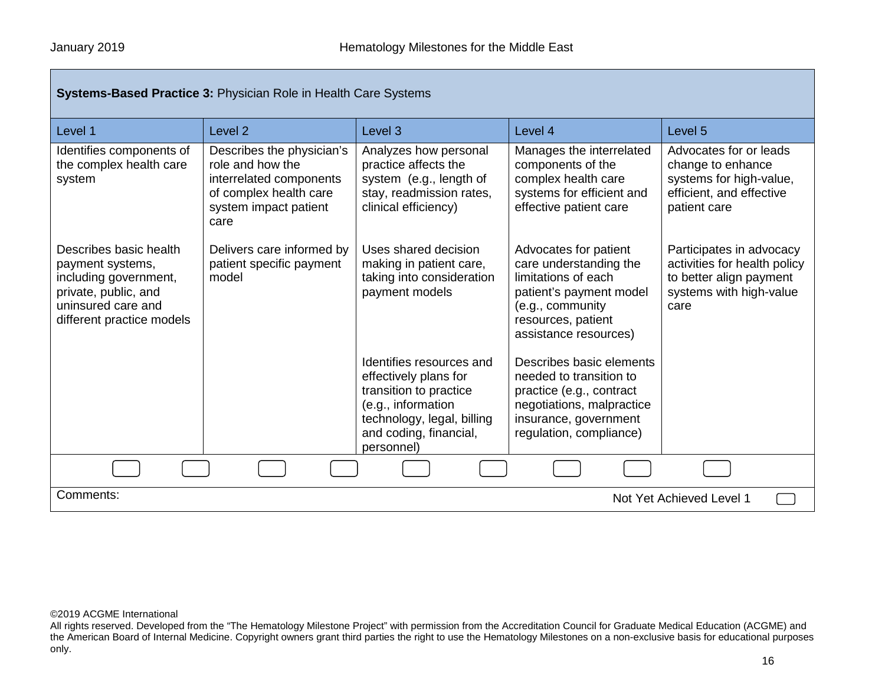**Systems-Based Practice 3:** Physician Role in Health Care Systems

| Level 1 | Level 2 | Level 3 | Level 4 | Level 5 |
|---|---|---|---|---|
| Identifies components of the complex health care system | Describes the physician's role and how the interrelated components of complex health care system impact patient care | Analyzes how personal practice affects the system (e.g., length of stay, readmission rates, clinical efficiency) | Manages the interrelated components of the complex health care systems for efficient and effective patient care | Advocates for or leads change to enhance systems for high-value, efficient, and effective patient care |
| Describes basic health payment systems, including government, private, public, and uninsured care and different practice models | Delivers care informed by patient specific payment model | Uses shared decision making in patient care, taking into consideration payment models | Advocates for patient care understanding the limitations of each patient's payment model (e.g., community resources, patient assistance resources) | Participates in advocacy activities for health policy to better align payment systems with high-value care |
| | | Identifies resources and effectively plans for transition to practice (e.g., information technology, legal, billing and coding, financial, personnel) | Describes basic elements needed to transition to practice (e.g., contract negotiations, malpractice insurance, government regulation, compliance) | |

Comments:

Not Yet Achieved Level 1

©2019 ACGME International
All rights reserved. Developed from the "The Hematology Milestone Project" with permission from the Accreditation Council for Graduate Medical Education (ACGME) and the American Board of Internal Medicine. Copyright owners grant third parties the right to use the Hematology Milestones on a non-exclusive basis for educational purposes only.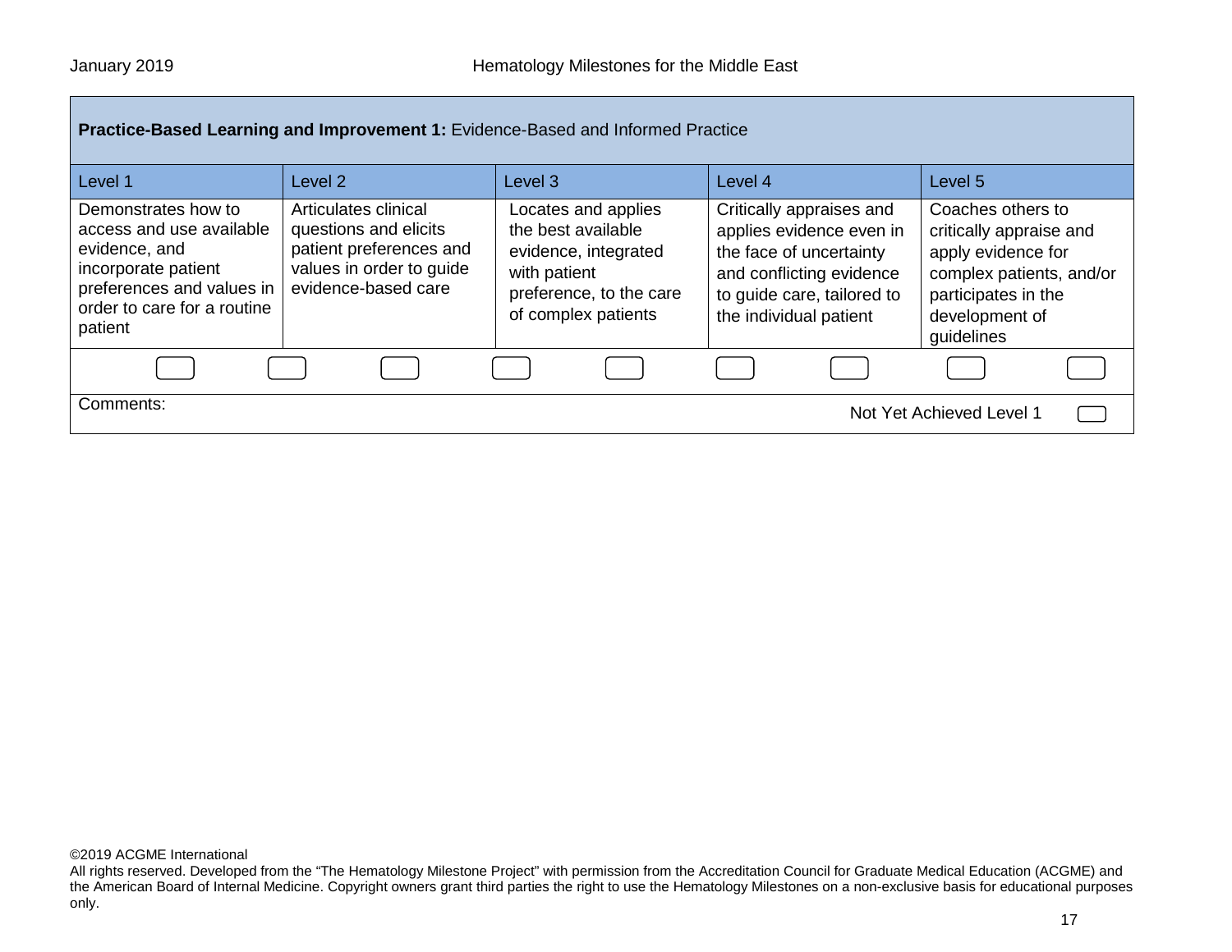**Practice-Based Learning and Improvement 1:** Evidence-Based and Informed Practice

| Level 1 | Level 2 | Level 3 | Level 4 | Level 5 |
|---|---|---|---|---|
| Demonstrates how to access and use available evidence, and incorporate patient preferences and values in order to care for a routine patient | Articulates clinical questions and elicits patient preferences and values in order to guide evidence-based care | Locates and applies the best available evidence, integrated with patient preference, to the care of complex patients | Critically appraises and applies evidence even in the face of uncertainty and conflicting evidence to guide care, tailored to the individual patient | Coaches others to critically appraise and apply evidence for complex patients, and/or participates in the development of guidelines |

Comments:

Not Yet Achieved Level 1

©2019 ACGME International
All rights reserved. Developed from the "The Hematology Milestone Project" with permission from the Accreditation Council for Graduate Medical Education (ACGME) and the American Board of Internal Medicine. Copyright owners grant third parties the right to use the Hematology Milestones on a non-exclusive basis for educational purposes only.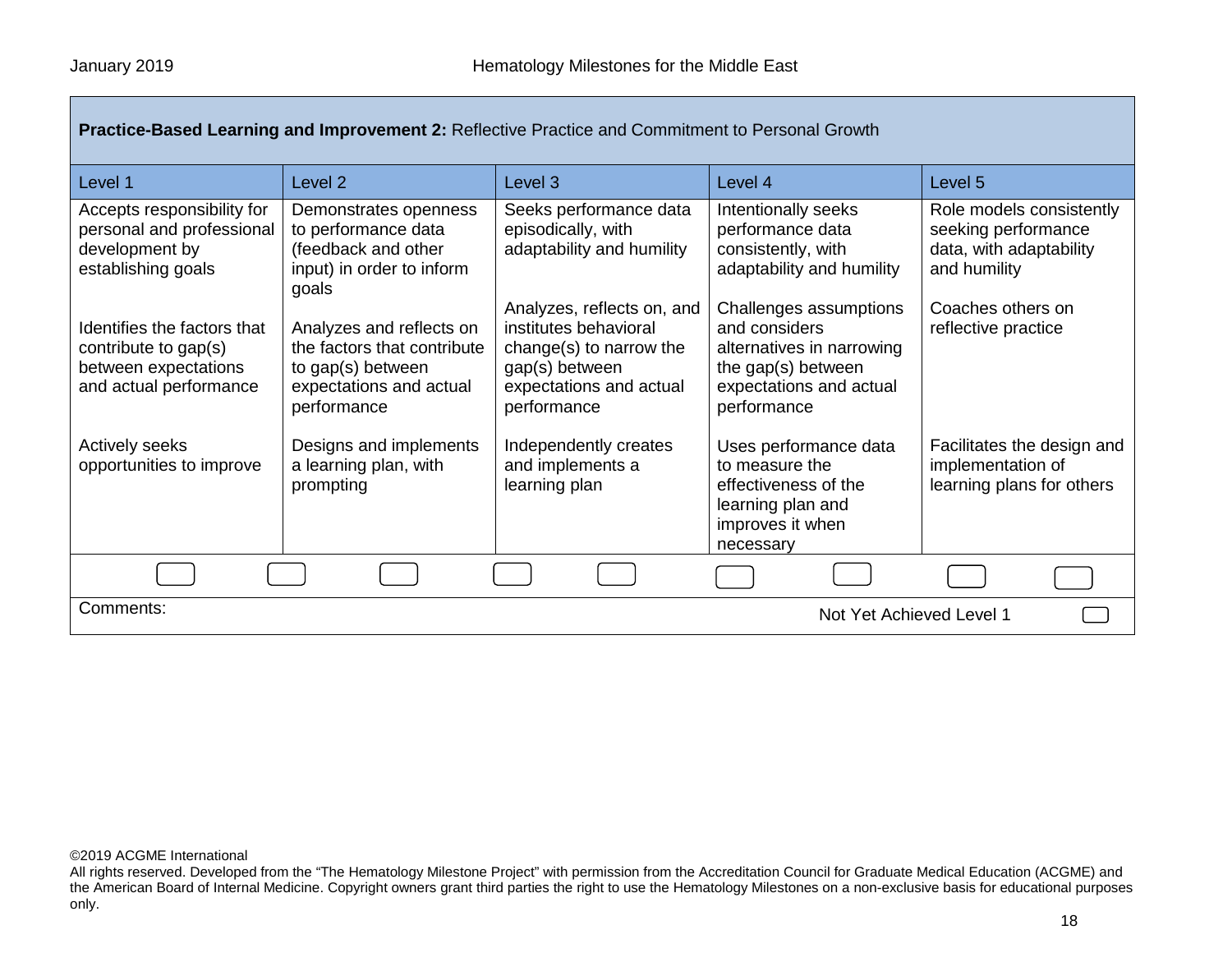**Practice-Based Learning and Improvement 2:** Reflective Practice and Commitment to Personal Growth

| Level 1 | Level 2 | Level 3 | Level 4 | Level 5 |
|---|---|---|---|---|
| Accepts responsibility for personal and professional development by establishing goals | Demonstrates openness to performance data (feedback and other input) in order to inform goals | Seeks performance data episodically, with adaptability and humility | Intentionally seeks performance data consistently, with adaptability and humility | Role models consistently seeking performance data, with adaptability and humility |
| Identifies the factors that contribute to gap(s) between expectations and actual performance | Analyzes and reflects on the factors that contribute to gap(s) between expectations and actual performance | Analyzes, reflects on, and institutes behavioral change(s) to narrow the gap(s) between expectations and actual performance | Challenges assumptions and considers alternatives in narrowing the gap(s) between expectations and actual performance | Coaches others on reflective practice |
| Actively seeks opportunities to improve | Designs and implements a learning plan, with prompting | Independently creates and implements a learning plan | Uses performance data to measure the effectiveness of the learning plan and improves it when necessary | Facilitates the design and implementation of learning plans for others |

Comments:

Not Yet Achieved Level 1

©2019 ACGME International

All rights reserved. Developed from the "The Hematology Milestone Project" with permission from the Accreditation Council for Graduate Medical Education (ACGME) and the American Board of Internal Medicine. Copyright owners grant third parties the right to use the Hematology Milestones on a non-exclusive basis for educational purposes only.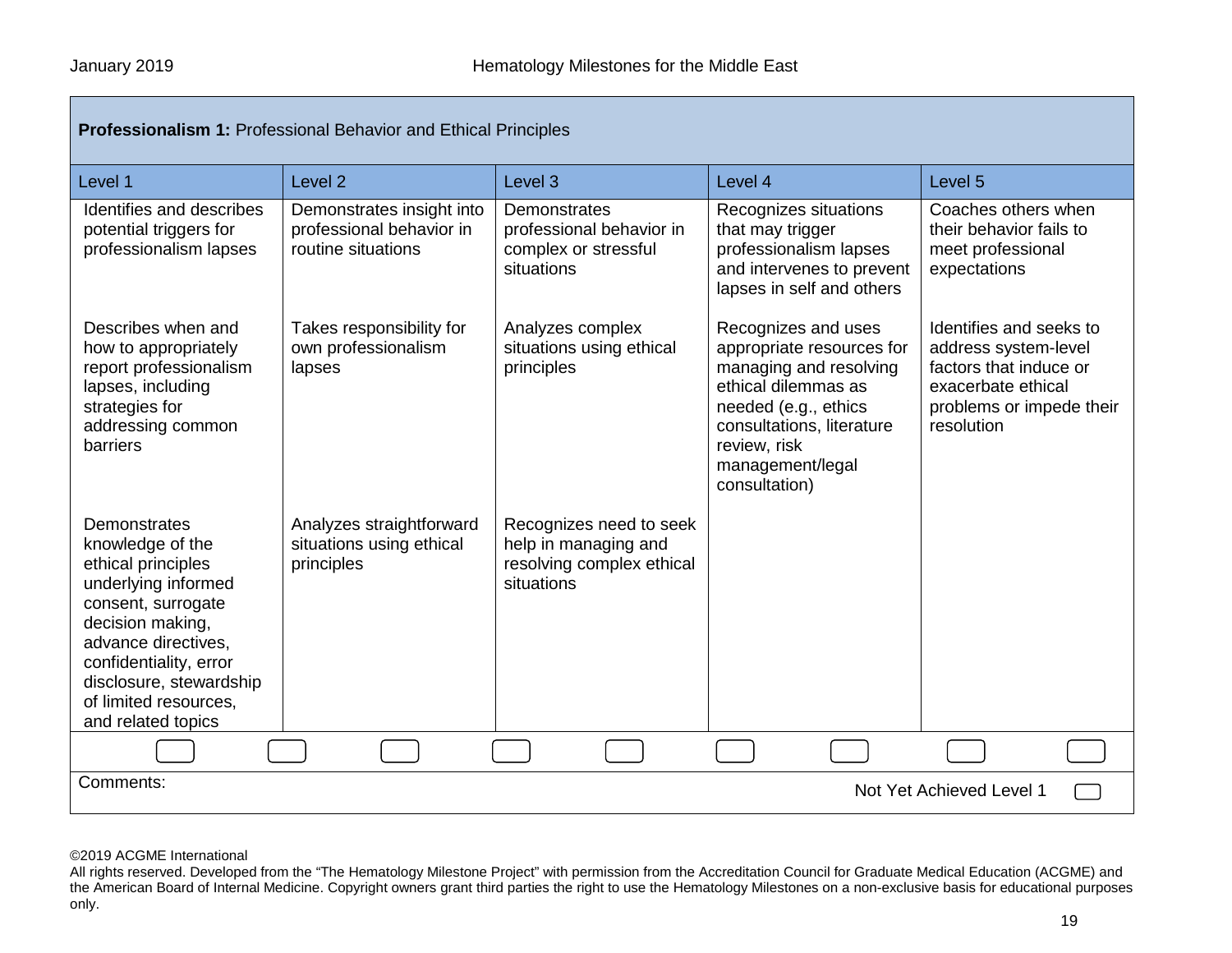**Professionalism 1:** Professional Behavior and Ethical Principles

| Level 1 | Level 2 | Level 3 | Level 4 | Level 5 |
|---|---|---|---|---|
| Identifies and describes potential triggers for professionalism lapses | Demonstrates insight into professional behavior in routine situations | Demonstrates professional behavior in complex or stressful situations | Recognizes situations that may trigger professionalism lapses and intervenes to prevent lapses in self and others | Coaches others when their behavior fails to meet professional expectations |
| Describes when and how to appropriately report professionalism lapses, including strategies for addressing common barriers | Takes responsibility for own professionalism lapses | Analyzes complex situations using ethical principles | Recognizes and uses appropriate resources for managing and resolving ethical dilemmas as needed (e.g., ethics consultations, literature review, risk management/legal consultation) | Identifies and seeks to address system-level factors that induce or exacerbate ethical problems or impede their resolution |
| Demonstrates knowledge of the ethical principles underlying informed consent, surrogate decision making, advance directives, confidentiality, error disclosure, stewardship of limited resources, and related topics | Analyzes straightforward situations using ethical principles | Recognizes need to seek help in managing and resolving complex ethical situations | | |

Comments:

Not Yet Achieved Level 1

©2019 ACGME International
All rights reserved. Developed from the "The Hematology Milestone Project" with permission from the Accreditation Council for Graduate Medical Education (ACGME) and the American Board of Internal Medicine. Copyright owners grant third parties the right to use the Hematology Milestones on a non-exclusive basis for educational purposes only.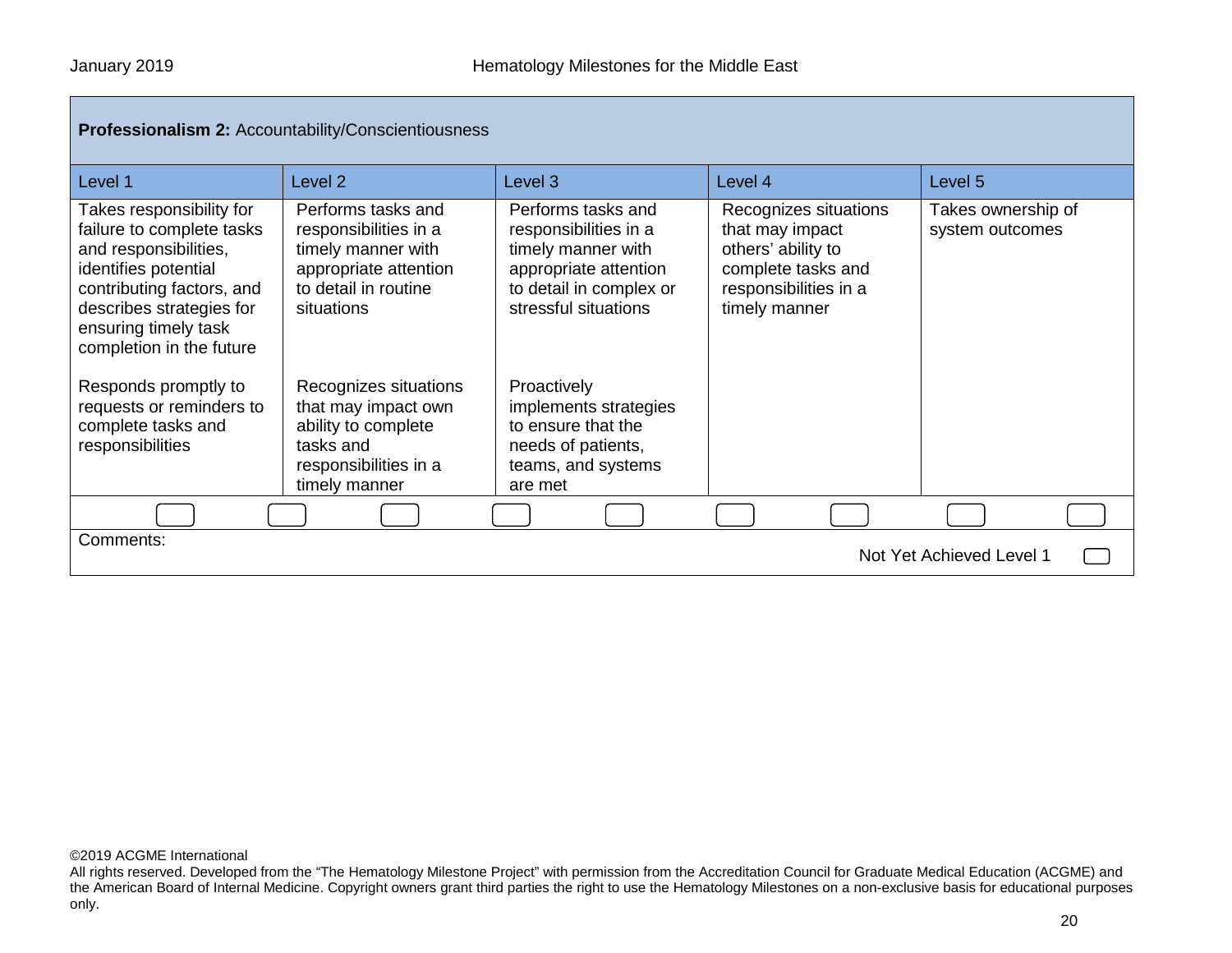| **Professionalism 2:** Accountability/Conscientiousness | | | | |
|---|---|---|---|---|
| Level 1 | Level 2 | Level 3 | Level 4 | Level 5 |
| Takes responsibility for failure to complete tasks and responsibilities, identifies potential contributing factors, and describes strategies for ensuring timely task completion in the future<br><br>Responds promptly to requests or reminders to complete tasks and responsibilities | Performs tasks and responsibilities in a timely manner with appropriate attention to detail in routine situations<br><br>Recognizes situations that may impact own ability to complete tasks and responsibilities in a timely manner | Performs tasks and responsibilities in a timely manner with appropriate attention to detail in complex or stressful situations<br><br>Proactively implements strategies to ensure that the needs of patients, teams, and systems are met | Recognizes situations that may impact others' ability to complete tasks and responsibilities in a timely manner | Takes ownership of system outcomes |

Comments:

Not Yet Achieved Level 1

©2019 ACGME International
All rights reserved. Developed from the "The Hematology Milestone Project" with permission from the Accreditation Council for Graduate Medical Education (ACGME) and the American Board of Internal Medicine. Copyright owners grant third parties the right to use the Hematology Milestones on a non-exclusive basis for educational purposes only.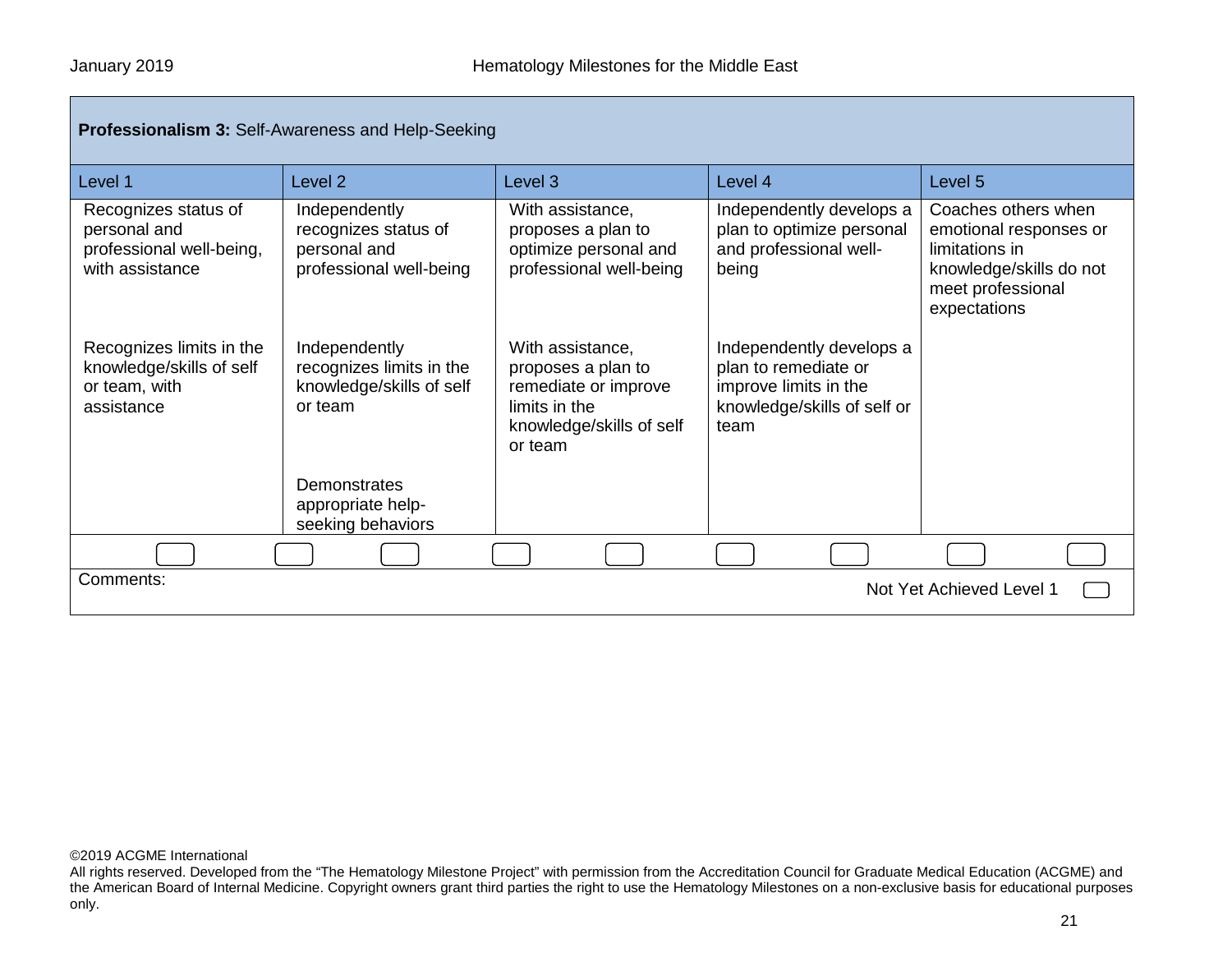| **Professionalism 3:** Self-Awareness and Help-Seeking | | | | |
|---|---|---|---|---|
| Level 1 | Level 2 | Level 3 | Level 4 | Level 5 |
| Recognizes status of personal and professional well-being, with assistance | Independently recognizes status of personal and professional well-being | With assistance, proposes a plan to optimize personal and professional well-being | Independently develops a plan to optimize personal and professional well-being | Coaches others when emotional responses or limitations in knowledge/skills do not meet professional expectations |
| Recognizes limits in the knowledge/skills of self or team, with assistance | Independently recognizes limits in the knowledge/skills of self or team | With assistance, proposes a plan to remediate or improve limits in the knowledge/skills of self or team | Independently develops a plan to remediate or improve limits in the knowledge/skills of self or team | |
| | Demonstrates appropriate help-seeking behaviors | | | |

Comments:

Not Yet Achieved Level 1

©2019 ACGME International
All rights reserved. Developed from the "The Hematology Milestone Project" with permission from the Accreditation Council for Graduate Medical Education (ACGME) and the American Board of Internal Medicine. Copyright owners grant third parties the right to use the Hematology Milestones on a non-exclusive basis for educational purposes only.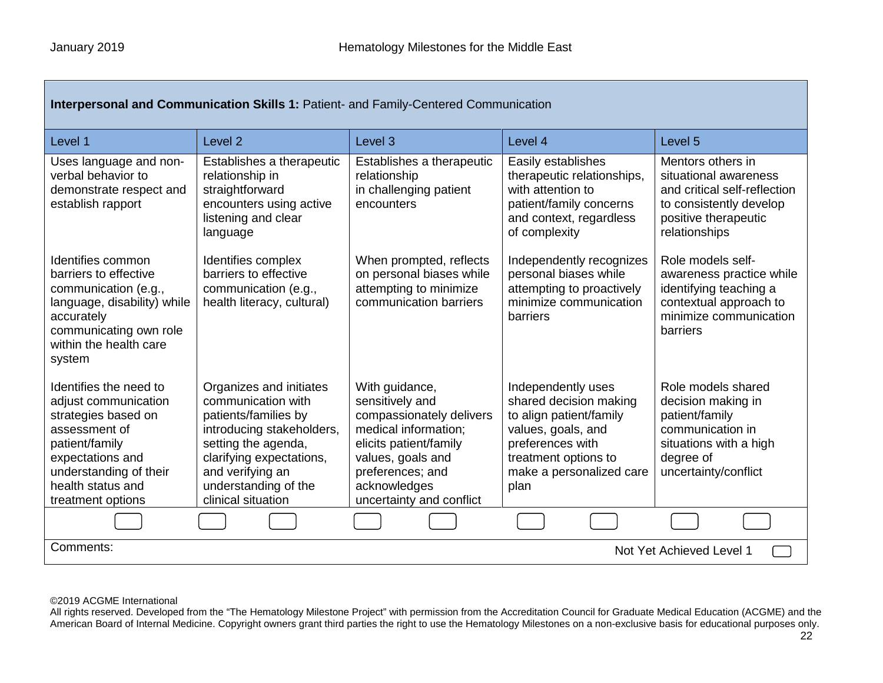| **Interpersonal and Communication Skills 1:** Patient- and Family-Centered Communication | | | | |
|---|---|---|---|---|
| Level 1 | Level 2 | Level 3 | Level 4 | Level 5 |
| Uses language and non-verbal behavior to demonstrate respect and establish rapport<br><br>Identifies common barriers to effective communication (e.g., language, disability) while accurately communicating own role within the health care system<br><br>Identifies the need to adjust communication strategies based on assessment of patient/family expectations and understanding of their health status and treatment options | Establishes a therapeutic relationship in straightforward encounters using active listening and clear language<br><br>Identifies complex barriers to effective communication (e.g., health literacy, cultural)<br><br>Organizes and initiates communication with patients/families by introducing stakeholders, setting the agenda, clarifying expectations, and verifying an understanding of the clinical situation | Establishes a therapeutic relationship in challenging patient encounters<br><br>When prompted, reflects on personal biases while attempting to minimize communication barriers<br><br>With guidance, sensitively and compassionately delivers medical information; elicits patient/family values, goals and preferences; and acknowledges uncertainty and conflict | Easily establishes therapeutic relationships, with attention to patient/family concerns and context, regardless of complexity<br><br>Independently recognizes personal biases while attempting to proactively minimize communication barriers<br><br>Independently uses shared decision making to align patient/family values, goals, and preferences with treatment options to make a personalized care plan | Mentors others in situational awareness and critical self-reflection to consistently develop positive therapeutic relationships<br><br>Role models self-awareness practice while identifying teaching a contextual approach to minimize communication barriers<br><br>Role models shared decision making in patient/family communication in situations with a high degree of uncertainty/conflict |

Comments:

Not Yet Achieved Level 1

©2019 ACGME International
All rights reserved. Developed from the "The Hematology Milestone Project" with permission from the Accreditation Council for Graduate Medical Education (ACGME) and the American Board of Internal Medicine. Copyright owners grant third parties the right to use the Hematology Milestones on a non-exclusive basis for educational purposes only.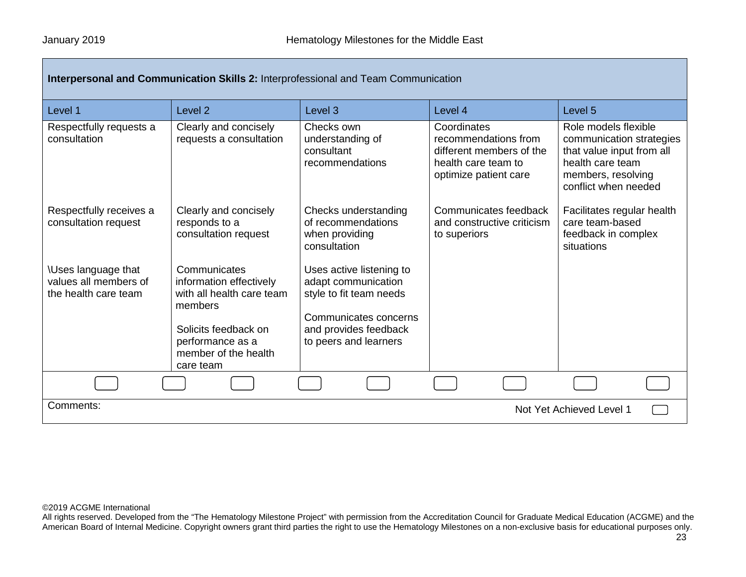**Interpersonal and Communication Skills 2:** Interprofessional and Team Communication

| Level 1 | Level 2 | Level 3 | Level 4 | Level 5 |
|---|---|---|---|---|
| Respectfully requests a consultation | Clearly and concisely requests a consultation | Checks own understanding of consultant recommendations | Coordinates recommendations from different members of the health care team to optimize patient care | Role models flexible communication strategies that value input from all health care team members, resolving conflict when needed |
| Respectfully receives a consultation request | Clearly and concisely responds to a consultation request | Checks understanding of recommendations when providing consultation | Communicates feedback and constructive criticism to superiors | Facilitates regular health care team-based feedback in complex situations |
| \Uses language that values all members of the health care team | Communicates information effectively with all health care team members<br><br>Solicits feedback on performance as a member of the health care team | Uses active listening to adapt communication style to fit team needs<br><br>Communicates concerns and provides feedback to peers and learners | | |

Comments:

Not Yet Achieved Level 1

©2019 ACGME International

All rights reserved. Developed from the "The Hematology Milestone Project" with permission from the Accreditation Council for Graduate Medical Education (ACGME) and the American Board of Internal Medicine. Copyright owners grant third parties the right to use the Hematology Milestones on a non-exclusive basis for educational purposes only.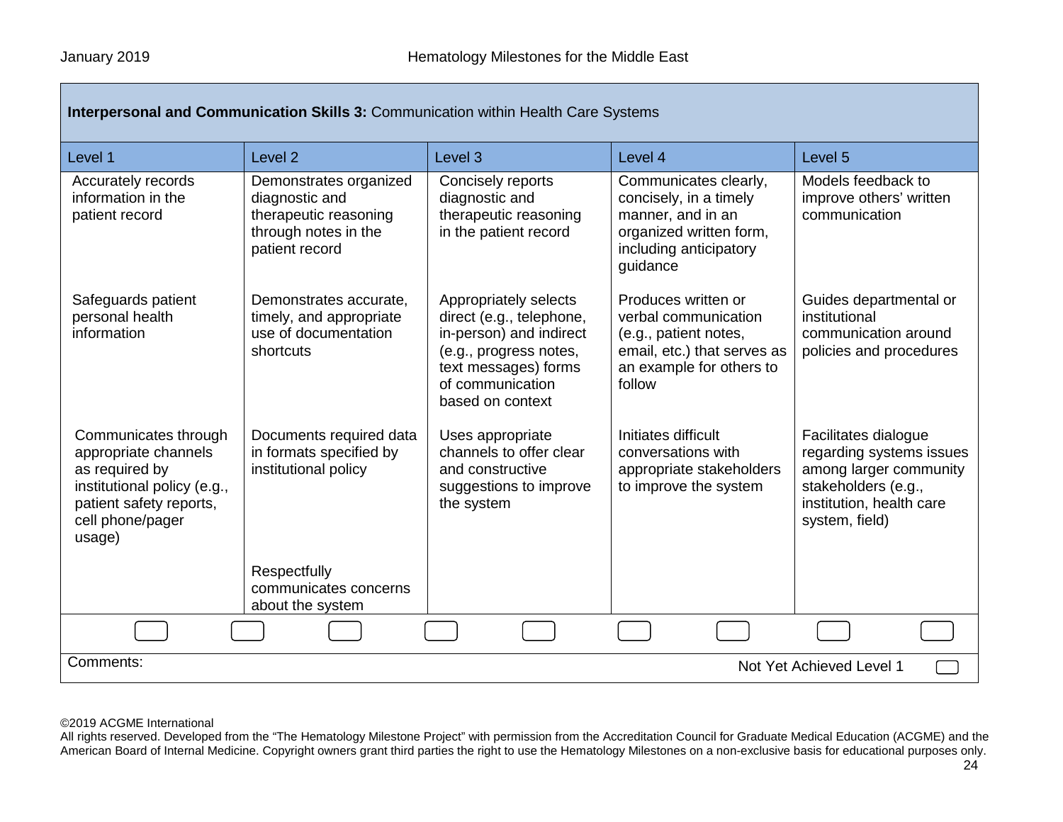| **Interpersonal and Communication Skills 3:** Communication within Health Care Systems | | | | |
|---|---|---|---|---|
| Level 1 | Level 2 | Level 3 | Level 4 | Level 5 |
| Accurately records information in the patient record | Demonstrates organized diagnostic and therapeutic reasoning through notes in the patient record | Concisely reports diagnostic and therapeutic reasoning in the patient record | Communicates clearly, concisely, in a timely manner, and in an organized written form, including anticipatory guidance | Models feedback to improve others' written communication |
| Safeguards patient personal health information | Demonstrates accurate, timely, and appropriate use of documentation shortcuts | Appropriately selects direct (e.g., telephone, in-person) and indirect (e.g., progress notes, text messages) forms of communication based on context | Produces written or verbal communication (e.g., patient notes, email, etc.) that serves as an example for others to follow | Guides departmental or institutional communication around policies and procedures |
| Communicates through appropriate channels as required by institutional policy (e.g., patient safety reports, cell phone/pager usage) | Documents required data in formats specified by institutional policy | Uses appropriate channels to offer clear and constructive suggestions to improve the system | Initiates difficult conversations with appropriate stakeholders to improve the system | Facilitates dialogue regarding systems issues among larger community stakeholders (e.g., institution, health care system, field) |
| | Respectfully communicates concerns about the system | | | |

Comments:

Not Yet Achieved Level 1

©2019 ACGME International
All rights reserved. Developed from the "The Hematology Milestone Project" with permission from the Accreditation Council for Graduate Medical Education (ACGME) and the American Board of Internal Medicine. Copyright owners grant third parties the right to use the Hematology Milestones on a non-exclusive basis for educational purposes only.